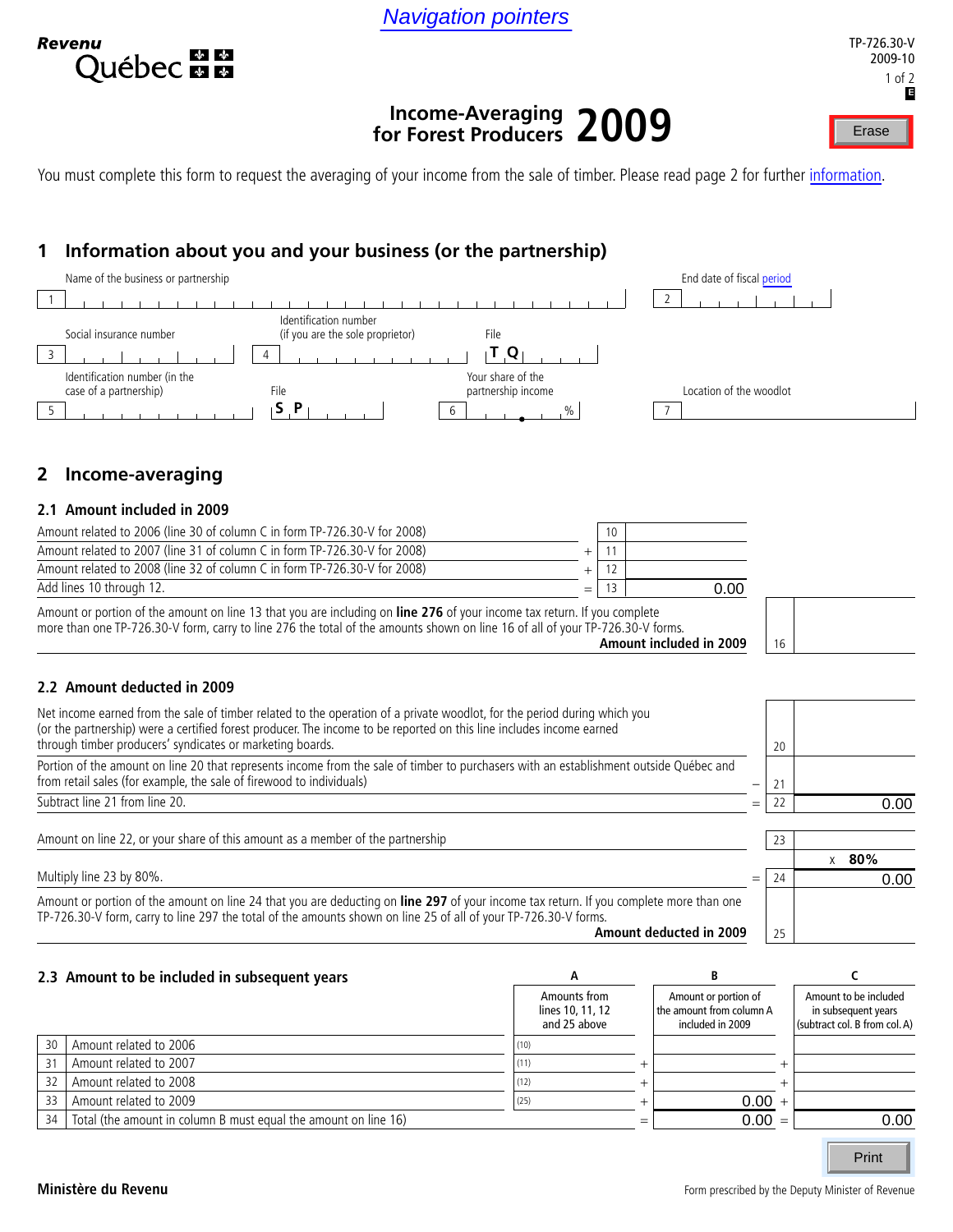Navigation pointers

Revenu Québec

TP-726.30-V 2009-10

# Income-Averaging for Forest Producers 2009

Erase

You must complete this form to request the averaging of your income from the sale of timber. Please read page 2 for further information.

## 1 Information about you and your business (or the partnership)

Name of the business or partnership
1

End date of fiscal period
2

Social insurance number
3

Identification number (if you are the sole proprietor)
4

File
T Q

Identification number (in the case of a partnership)
5

File
S P

Your share of the partnership income
6 %

Location of the woodlot
7

## 2 Income-averaging

### 2.1 Amount included in 2009

| | | Line | Amount |
|---|---|---|---|
| Amount related to 2006 (line 30 of column C in form TP-726.30-V for 2008) | | 10 | |
| Amount related to 2007 (line 31 of column C in form TP-726.30-V for 2008) | + | 11 | |
| Amount related to 2008 (line 32 of column C in form TP-726.30-V for 2008) | + | 12 | |
| Add lines 10 through 12. | = | 13 | 0.00 |

Amount or portion of the amount on line 13 that you are including on **line 276** of your income tax return. If you complete more than one TP-726.30-V form, carry to line 276 the total of the amounts shown on line 16 of all of your TP-726.30-V forms.
**Amount included in 2009** 16

### 2.2 Amount deducted in 2009

| | | Line | Amount |
|---|---|---|---|
| Net income earned from the sale of timber related to the operation of a private woodlot, for the period during which you (or the partnership) were a certified forest producer. The income to be reported on this line includes income earned through timber producers' syndicates or marketing boards. | | 20 | |
| Portion of the amount on line 20 that represents income from the sale of timber to purchasers with an establishment outside Québec and from retail sales (for example, the sale of firewood to individuals) | − | 21 | |
| Subtract line 21 from line 20. | = | 22 | 0.00 |
| Amount on line 22, or your share of this amount as a member of the partnership | | 23 | |
| | | | x **80%** |
| Multiply line 23 by 80%. | = | 24 | 0.00 |

Amount or portion of the amount on line 24 that you are deducting on **line 297** of your income tax return. If you complete more than one TP-726.30-V form, carry to line 297 the total of the amounts shown on line 25 of all of your TP-726.30-V forms.
**Amount deducted in 2009** 25

### 2.3 Amount to be included in subsequent years

| | | A<br>Amounts from lines 10, 11, 12 and 25 above | | B<br>Amount or portion of the amount from column A included in 2009 | | C<br>Amount to be included in subsequent years (subtract col. B from col. A) |
|---|---|---|---|---|---|---|
| 30 | Amount related to 2006 | (10) | | | | |
| 31 | Amount related to 2007 | (11) | + | | + | |
| 32 | Amount related to 2008 | (12) | + | | + | |
| 33 | Amount related to 2009 | (25) | + | 0.00 | + | |
| 34 | Total (the amount in column B must equal the amount on line 16) | | = | 0.00 | = | 0.00 |

Print

Ministère du Revenu

Form prescribed by the Deputy Minister of Revenue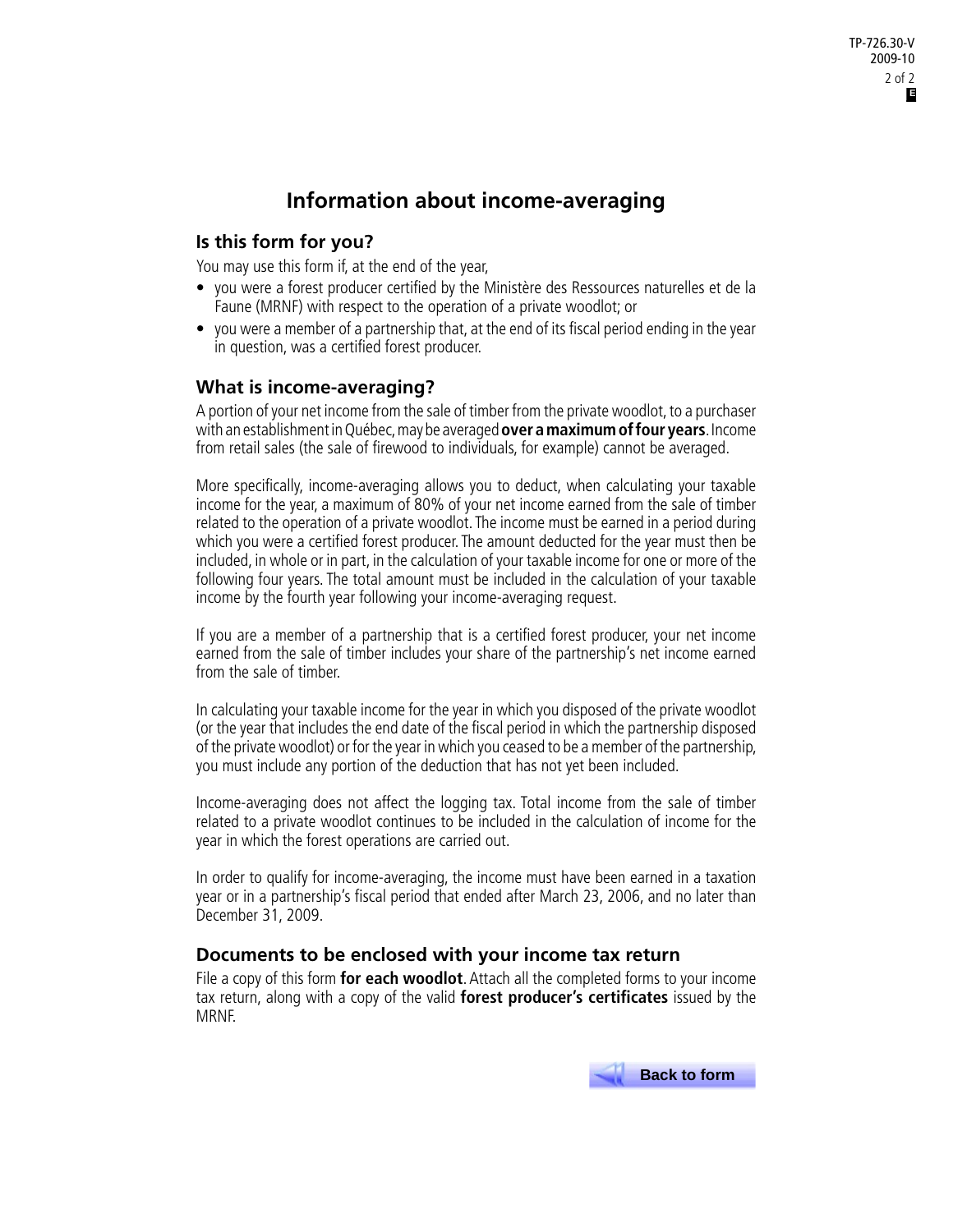# Information about income-averaging

## Is this form for you?

You may use this form if, at the end of the year,

- you were a forest producer certified by the Ministère des Ressources naturelles et de la Faune (MRNF) with respect to the operation of a private woodlot; or
- you were a member of a partnership that, at the end of its fiscal period ending in the year in question, was a certified forest producer.

## What is income-averaging?

A portion of your net income from the sale of timber from the private woodlot, to a purchaser with an establishment in Québec, may be averaged **over a maximum of four years**. Income from retail sales (the sale of firewood to individuals, for example) cannot be averaged.

More specifically, income-averaging allows you to deduct, when calculating your taxable income for the year, a maximum of 80% of your net income earned from the sale of timber related to the operation of a private woodlot. The income must be earned in a period during which you were a certified forest producer. The amount deducted for the year must then be included, in whole or in part, in the calculation of your taxable income for one or more of the following four years. The total amount must be included in the calculation of your taxable income by the fourth year following your income-averaging request.

If you are a member of a partnership that is a certified forest producer, your net income earned from the sale of timber includes your share of the partnership's net income earned from the sale of timber.

In calculating your taxable income for the year in which you disposed of the private woodlot (or the year that includes the end date of the fiscal period in which the partnership disposed of the private woodlot) or for the year in which you ceased to be a member of the partnership, you must include any portion of the deduction that has not yet been included.

Income-averaging does not affect the logging tax. Total income from the sale of timber related to a private woodlot continues to be included in the calculation of income for the year in which the forest operations are carried out.

In order to qualify for income-averaging, the income must have been earned in a taxation year or in a partnership's fiscal period that ended after March 23, 2006, and no later than December 31, 2009.

## Documents to be enclosed with your income tax return

File a copy of this form **for each woodlot**. Attach all the completed forms to your income tax return, along with a copy of the valid **forest producer's certificates** issued by the MRNF.

Back to form